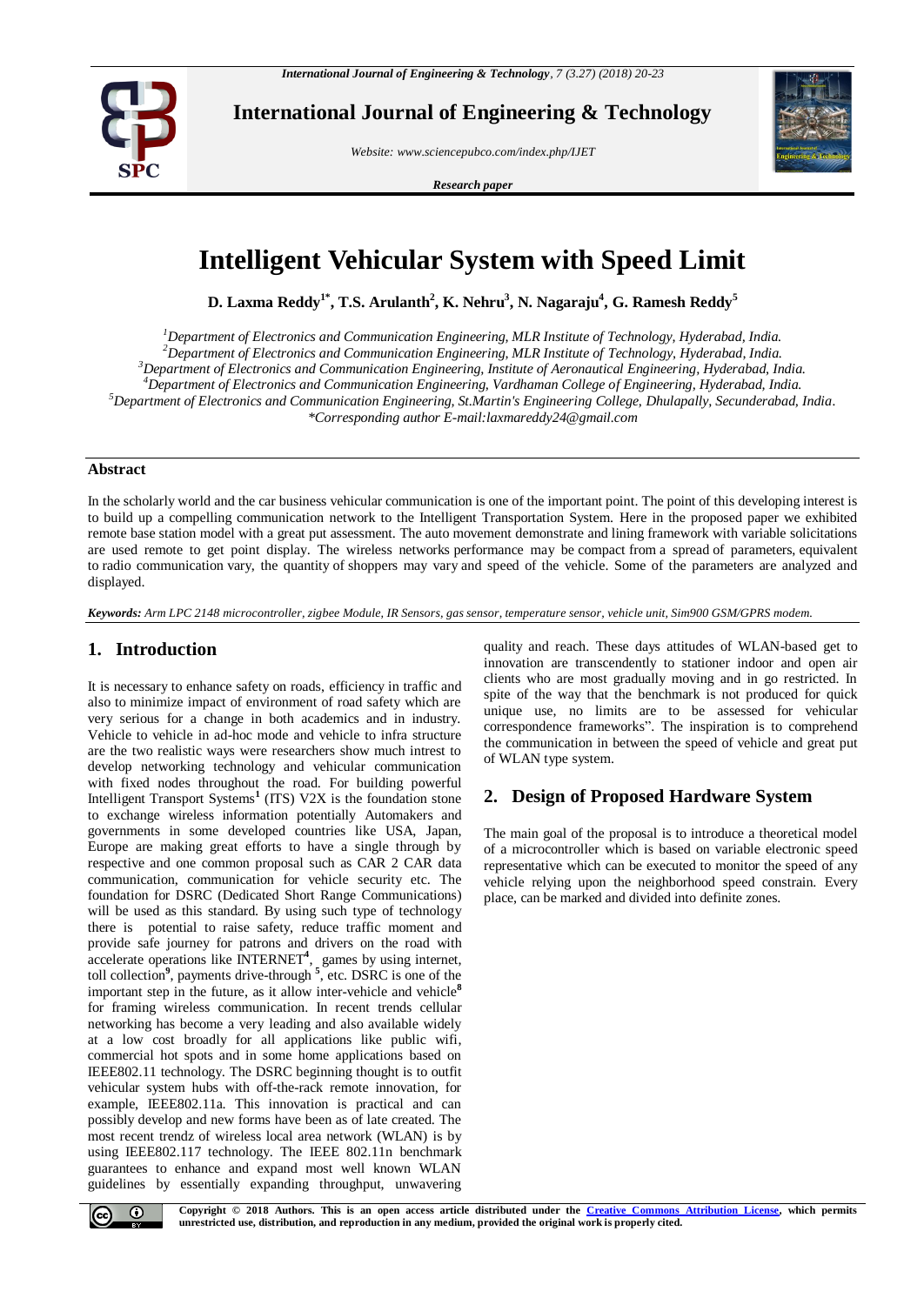# Intelligent Vehicular System with Speed Limit

**D. Laxma Reddy[1*], T.S. Arulanth[2], K. Nehru[3], N. Nagaraju[4], G. Ramesh Reddy[5]**

*[1]Department of Electronics and Communication Engineering, MLR Institute of Technology, Hyderabad, India.*
*[2]Department of Electronics and Communication Engineering, MLR Institute of Technology, Hyderabad, India.*
*[3]Department of Electronics and Communication Engineering, Institute of Aeronautical Engineering, Hyderabad, India.*
*[4]Department of Electronics and Communication Engineering, Vardhaman College of Engineering, Hyderabad, India.*
*[5]Department of Electronics and Communication Engineering, St.Martin's Engineering College, Dhulapally, Secunderabad, India.*
*\*Corresponding author E-mail:laxmareddy24@gmail.com*

## Abstract

In the scholarly world and the car business vehicular communication is one of the important point. The point of this developing interest is to build up a compelling communication network to the Intelligent Transportation System. Here in the proposed paper we exhibited remote base station model with a great put assessment. The auto movement demonstrate and lining framework with variable solicitations are used remote to get point display. The wireless networks performance may be compact from a spread of parameters, equivalent to radio communication vary, the quantity of shoppers may vary and speed of the vehicle. Some of the parameters are analyzed and displayed.

***Keywords:*** *Arm LPC 2148 microcontroller, zigbee Module, IR Sensors, gas sensor, temperature sensor, vehicle unit, Sim900 GSM/GPRS modem.*

## 1. Introduction

It is necessary to enhance safety on roads, efficiency in traffic and also to minimize impact of environment of road safety which are very serious for a change in both academics and in industry. Vehicle to vehicle in ad-hoc mode and vehicle to infra structure are the two realistic ways were researchers show much intrest to develop networking technology and vehicular communication with fixed nodes throughout the road. For building powerful Intelligent Transport Systems[1] (ITS) V2X is the foundation stone to exchange wireless information potentially Automakers and governments in some developed countries like USA, Japan, Europe are making great efforts to have a single through by respective and one common proposal such as CAR 2 CAR data communication, communication for vehicle security etc. The foundation for DSRC (Dedicated Short Range Communications) will be used as this standard. By using such type of technology there is potential to raise safety, reduce traffic moment and provide safe journey for patrons and drivers on the road with accelerate operations like INTERNET[4], games by using internet, toll collection[9], payments drive-through [5], etc. DSRC is one of the important step in the future, as it allow inter-vehicle and vehicle[8] for framing wireless communication. In recent trends cellular networking has become a very leading and also available widely at a low cost broadly for all applications like public wifi, commercial hot spots and in some home applications based on IEEE802.11 technology. The DSRC beginning thought is to outfit vehicular system hubs with off-the-rack remote innovation, for example, IEEE802.11a. This innovation is practical and can possibly develop and new forms have been as of late created. The most recent trendz of wireless local area network (WLAN) is by using IEEE802.117 technology. The IEEE 802.11n benchmark guarantees to enhance and expand most well known WLAN guidelines by essentially expanding throughput, unwavering quality and reach. These days attitudes of WLAN-based get to innovation are transcendently to stationer indoor and open air clients who are most gradually moving and in go restricted. In spite of the way that the benchmark is not produced for quick unique use, no limits are to be assessed for vehicular correspondence frameworks". The inspiration is to comprehend the communication in between the speed of vehicle and great put of WLAN type system.

## 2. Design of Proposed Hardware System

The main goal of the proposal is to introduce a theoretical model of a microcontroller which is based on variable electronic speed representative which can be executed to monitor the speed of any vehicle relying upon the neighborhood speed constrain. Every place, can be marked and divided into definite zones.

**Copyright © 2018 Authors. This is an open access article distributed under the Creative Commons Attribution License, which permits unrestricted use, distribution, and reproduction in any medium, provided the original work is properly cited.**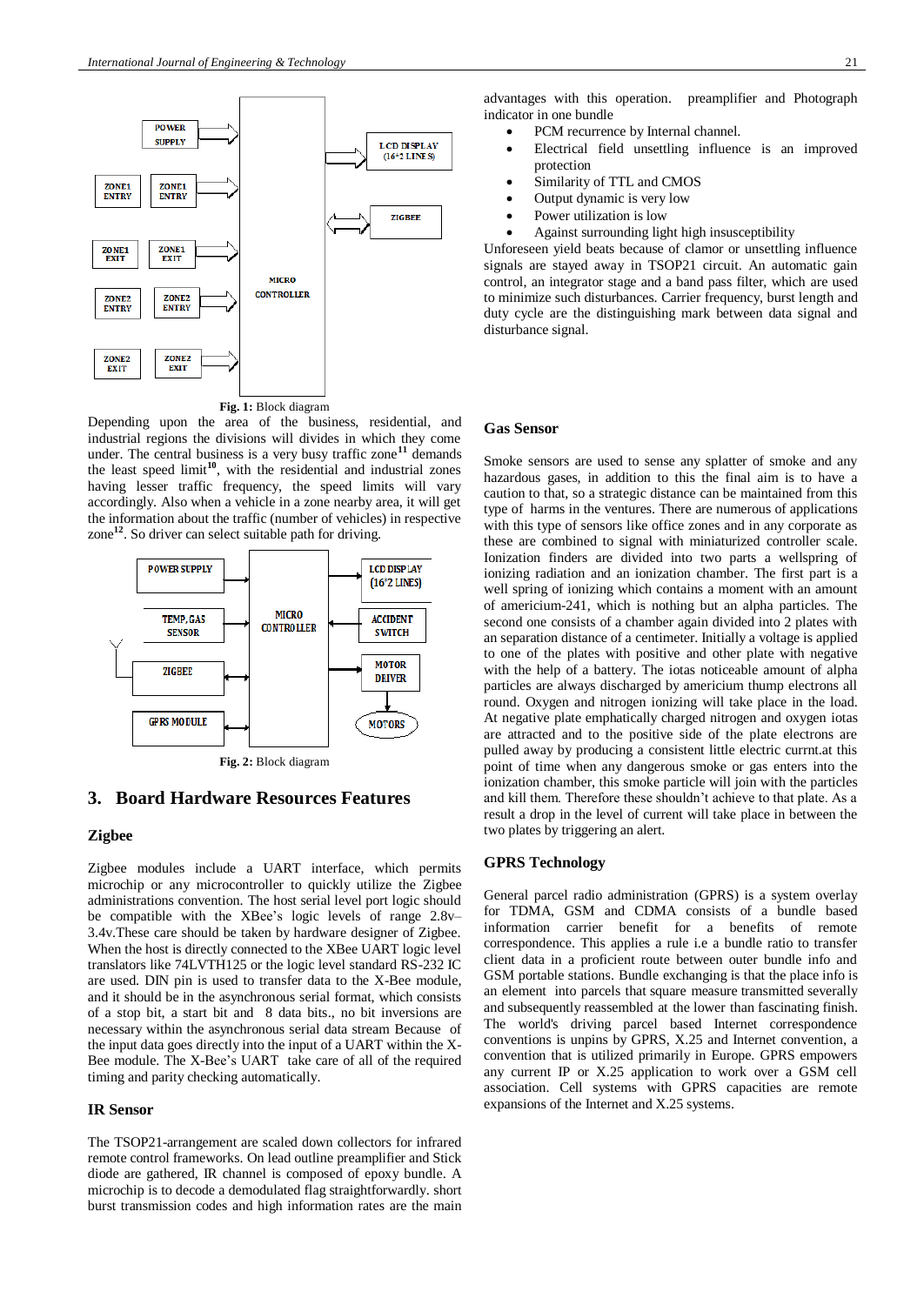Fig. 1: Block diagram

Depending upon the area of the business, residential, and industrial regions the divisions will divides in which they come under. The central business is a very busy traffic zone[11] demands the least speed limit[10], with the residential and industrial zones having lesser traffic frequency, the speed limits will vary accordingly. Also when a vehicle in a zone nearby area, it will get the information about the traffic (number of vehicles) in respective zone[12]. So driver can select suitable path for driving.

Fig. 2: Block diagram

## 3. Board Hardware Resources Features

### Zigbee

Zigbee modules include a UART interface, which permits microchip or any microcontroller to quickly utilize the Zigbee administrations convention. The host serial level port logic should be compatible with the XBee's logic levels of range 2.8v–3.4v.These care should be taken by hardware designer of Zigbee. When the host is directly connected to the XBee UART logic level translators like 74LVTH125 or the logic level standard RS-232 IC are used. DIN pin is used to transfer data to the X-Bee module, and it should be in the asynchronous serial format, which consists of a stop bit, a start bit and 8 data bits., no bit inversions are necessary within the asynchronous serial data stream Because of the input data goes directly into the input of a UART within the X-Bee module. The X-Bee's UART take care of all of the required timing and parity checking automatically.

### IR Sensor

The TSOP21-arrangement are scaled down collectors for infrared remote control frameworks. On lead outline preamplifier and Stick diode are gathered, IR channel is composed of epoxy bundle. A microchip is to decode a demodulated flag straightforwardly. short burst transmission codes and high information rates are the main advantages with this operation. preamplifier and Photograph indicator in one bundle

- PCM recurrence by Internal channel.
- Electrical field unsettling influence is an improved protection
- Similarity of TTL and CMOS
- Output dynamic is very low
- Power utilization is low
- Against surrounding light high insusceptibility

Unforeseen yield beats because of clamor or unsettling influence signals are stayed away in TSOP21 circuit. An automatic gain control, an integrator stage and a band pass filter, which are used to minimize such disturbances. Carrier frequency, burst length and duty cycle are the distinguishing mark between data signal and disturbance signal.

### Gas Sensor

Smoke sensors are used to sense any splatter of smoke and any hazardous gases, in addition to this the final aim is to have a caution to that, so a strategic distance can be maintained from this type of harms in the ventures. There are numerous of applications with this type of sensors like office zones and in any corporate as these are combined to signal with miniaturized controller scale. Ionization finders are divided into two parts a wellspring of ionizing radiation and an ionization chamber. The first part is a well spring of ionizing which contains a moment with an amount of americium-241, which is nothing but an alpha particles. The second one consists of a chamber again divided into 2 plates with an separation distance of a centimeter. Initially a voltage is applied to one of the plates with positive and other plate with negative with the help of a battery. The iotas noticeable amount of alpha particles are always discharged by americium thump electrons all round. Oxygen and nitrogen ionizing will take place in the load. At negative plate emphatically charged nitrogen and oxygen iotas are attracted and to the positive side of the plate electrons are pulled away by producing a consistent little electric currnt.at this point of time when any dangerous smoke or gas enters into the ionization chamber, this smoke particle will join with the particles and kill them. Therefore these shouldn't achieve to that plate. As a result a drop in the level of current will take place in between the two plates by triggering an alert.

### GPRS Technology

General parcel radio administration (GPRS) is a system overlay for TDMA, GSM and CDMA consists of a bundle based information carrier benefit for a benefits of remote correspondence. This applies a rule i.e a bundle ratio to transfer client data in a proficient route between outer bundle info and GSM portable stations. Bundle exchanging is that the place info is an element into parcels that square measure transmitted severally and subsequently reassembled at the lower than fascinating finish. The world's driving parcel based Internet correspondence conventions is unpins by GPRS, X.25 and Internet convention, a convention that is utilized primarily in Europe. GPRS empowers any current IP or X.25 application to work over a GSM cell association. Cell systems with GPRS capacities are remote expansions of the Internet and X.25 systems.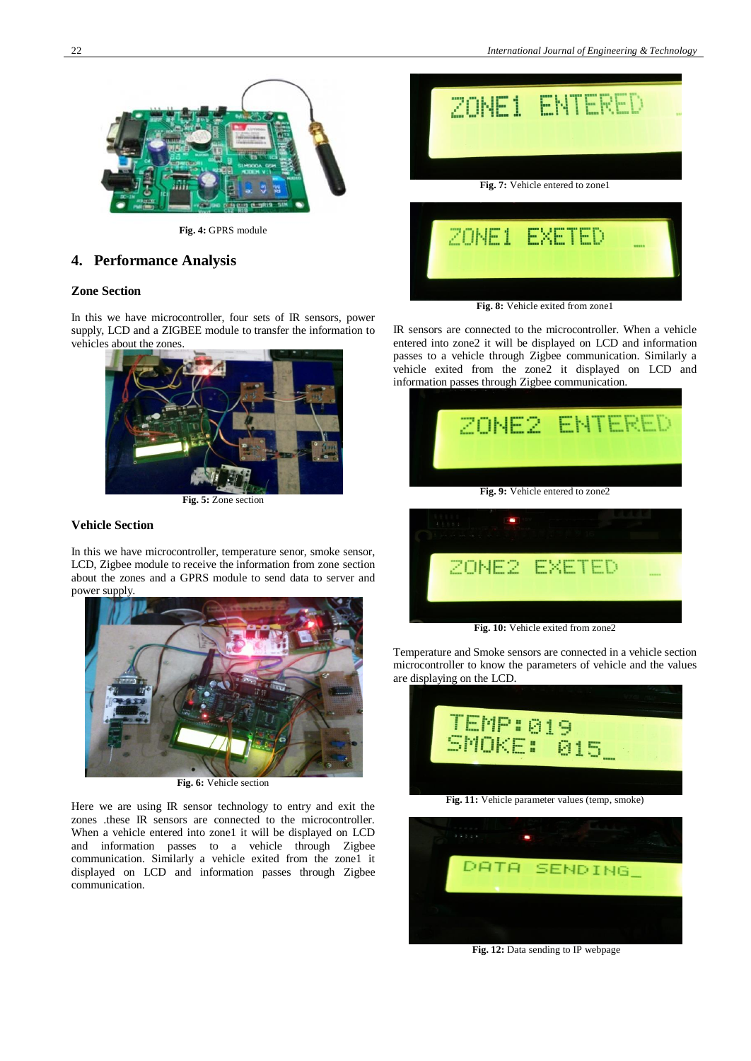Fig. 4: GPRS module

## 4. Performance Analysis

### Zone Section

In this we have microcontroller, four sets of IR sensors, power supply, LCD and a ZIGBEE module to transfer the information to vehicles about the zones.

Fig. 5: Zone section

### Vehicle Section

In this we have microcontroller, temperature senor, smoke sensor, LCD, Zigbee module to receive the information from zone section about the zones and a GPRS module to send data to server and power supply.

Fig. 6: Vehicle section

Here we are using IR sensor technology to entry and exit the zones .these IR sensors are connected to the microcontroller. When a vehicle entered into zone1 it will be displayed on LCD and information passes to a vehicle through Zigbee communication. Similarly a vehicle exited from the zone1 it displayed on LCD and information passes through Zigbee communication.

Fig. 7: Vehicle entered to zone1

Fig. 8: Vehicle exited from zone1

IR sensors are connected to the microcontroller. When a vehicle entered into zone2 it will be displayed on LCD and information passes to a vehicle through Zigbee communication. Similarly a vehicle exited from the zone2 it displayed on LCD and information passes through Zigbee communication.

Fig. 9: Vehicle entered to zone2

Fig. 10: Vehicle exited from zone2

Temperature and Smoke sensors are connected in a vehicle section microcontroller to know the parameters of vehicle and the values are displaying on the LCD.

Fig. 11: Vehicle parameter values (temp, smoke)

Fig. 12: Data sending to IP webpage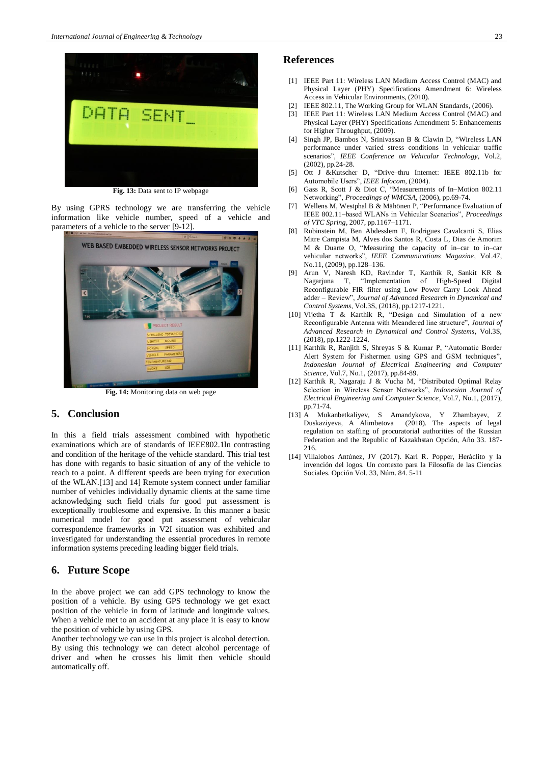Fig. 13: Data sent to IP webpage

By using GPRS technology we are transferring the vehicle information like vehicle number, speed of a vehicle and parameters of a vehicle to the server [9-12].

Fig. 14: Monitoring data on web page

## 5. Conclusion

In this a field trials assessment combined with hypothetic examinations which are of standards of IEEE802.1ln contrasting and condition of the heritage of the vehicle standard. This trial test has done with regards to basic situation of any of the vehicle to reach to a point. A different speeds are been trying for execution of the WLAN.[13] and 14] Remote system connect under familiar number of vehicles individually dynamic clients at the same time acknowledging such field trials for good put assessment is exceptionally troublesome and expensive. In this manner a basic numerical model for good put assessment of vehicular correspondence frameworks in V2I situation was exhibited and investigated for understanding the essential procedures in remote information systems preceding leading bigger field trials.

## 6. Future Scope

In the above project we can add GPS technology to know the position of a vehicle. By using GPS technology we get exact position of the vehicle in form of latitude and longitude values. When a vehicle met to an accident at any place it is easy to know the position of vehicle by using GPS.

Another technology we can use in this project is alcohol detection. By using this technology we can detect alcohol percentage of driver and when he crosses his limit then vehicle should automatically off.

## References

[1] IEEE Part 11: Wireless LAN Medium Access Control (MAC) and Physical Layer (PHY) Specifications Amendment 6: Wireless Access in Vehicular Environments, (2010).

[2] IEEE 802.11, The Working Group for WLAN Standards, (2006).

[3] IEEE Part 11: Wireless LAN Medium Access Control (MAC) and Physical Layer (PHY) Specifications Amendment 5: Enhancements for Higher Throughput, (2009).

[4] Singh JP, Bambos N, Srinivassan B & Clawin D, "Wireless LAN performance under varied stress conditions in vehicular traffic scenarios", *IEEE Conference on Vehicular Technology*, Vol.2, (2002), pp.24-28.

[5] Ott J &Kutscher D, "Drive–thru Internet: IEEE 802.11b for Automobile Users", *IEEE Infocom*, (2004).

[6] Gass R, Scott J & Diot C, "Measurements of In–Motion 802.11 Networking", *Proceedings of WMCSA*, (2006), pp.69-74.

[7] Wellens M, Westphal B & Mähönen P, "Performance Evaluation of IEEE 802.11–based WLANs in Vehicular Scenarios", *Proceedings of VTC Spring*, 2007, pp.1167–1171.

[8] Rubinstein M, Ben Abdesslem F, Rodrigues Cavalcanti S, Elias Mitre Campista M, Alves dos Santos R, Costa L, Dias de Amorim M & Duarte O, "Measuring the capacity of in–car to in–car vehicular networks", *IEEE Communications Magazine*, Vol.47, No.11, (2009), pp.128–136.

[9] Arun V, Naresh KD, Ravinder T, Karthik R, Sankit KR & Nagarjuna T, "Implementation of High-Speed Digital Reconfigurable FIR filter using Low Power Carry Look Ahead adder – Review", *Journal of Advanced Research in Dynamical and Control Systems*, Vol.3S, (2018), pp.1217-1221.

[10] Vijetha T & Karthik R, "Design and Simulation of a new Reconfigurable Antenna with Meandered line structure", *Journal of Advanced Research in Dynamical and Control Systems*, Vol.3S, (2018), pp.1222-1224.

[11] Karthik R, Ranjith S, Shreyas S & Kumar P, "Automatic Border Alert System for Fishermen using GPS and GSM techniques", *Indonesian Journal of Electrical Engineering and Computer Science*, Vol.7, No.1, (2017), pp.84-89.

[12] Karthik R, Nagaraju J & Vucha M, "Distributed Optimal Relay Selection in Wireless Sensor Networks", *Indonesian Journal of Electrical Engineering and Computer Science*, Vol.7, No.1, (2017), pp.71-74.

[13] A Mukanbetkaliyev, S Amandykova, Y Zhambayev, Z Duskaziyeva, A Alimbetova (2018). The aspects of legal regulation on staffing of procuratorial authorities of the Russian Federation and the Republic of Kazakhstan Opción, Año 33. 187-216.

[14] Villalobos Antúnez, JV (2017). Karl R. Popper, Heráclito y la invención del logos. Un contexto para la Filosofía de las Ciencias Sociales. Opción Vol. 33, Núm. 84. 5-11